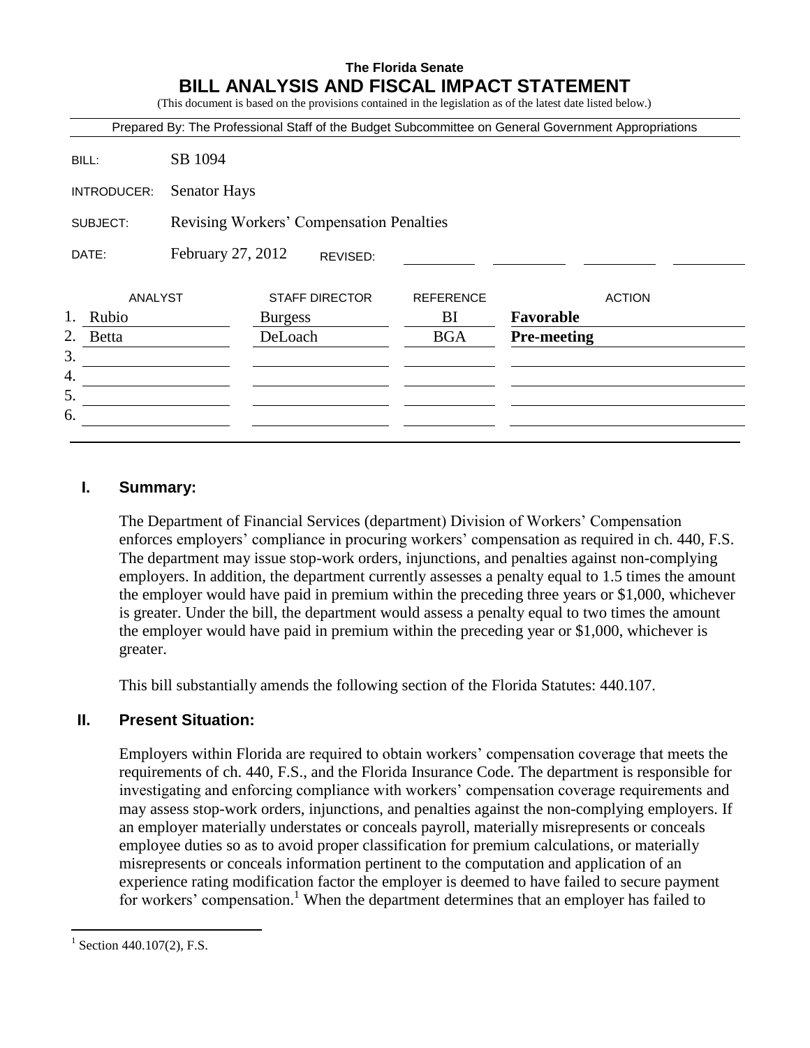**The Florida Senate**

# BILL ANALYSIS AND FISCAL IMPACT STATEMENT

(This document is based on the provisions contained in the legislation as of the latest date listed below.)

Prepared By: The Professional Staff of the Budget Subcommittee on General Government Appropriations

| | |
|---|---|
| BILL: | SB 1094 |
| INTRODUCER: | Senator Hays |
| SUBJECT: | Revising Workers' Compensation Penalties |
| DATE: | February 27, 2012 REVISED: |

| | ANALYST | STAFF DIRECTOR | REFERENCE | ACTION |
|---|---|---|---|---|
| 1. | Rubio | Burgess | BI | **Favorable** |
| 2. | Betta | DeLoach | BGA | **Pre-meeting** |
| 3. | | | | |
| 4. | | | | |
| 5. | | | | |
| 6. | | | | |

## I. Summary:

The Department of Financial Services (department) Division of Workers' Compensation enforces employers' compliance in procuring workers' compensation as required in ch. 440, F.S. The department may issue stop-work orders, injunctions, and penalties against non-complying employers. In addition, the department currently assesses a penalty equal to 1.5 times the amount the employer would have paid in premium within the preceding three years or $1,000, whichever is greater. Under the bill, the department would assess a penalty equal to two times the amount the employer would have paid in premium within the preceding year or $1,000, whichever is greater.

This bill substantially amends the following section of the Florida Statutes: 440.107.

## II. Present Situation:

Employers within Florida are required to obtain workers' compensation coverage that meets the requirements of ch. 440, F.S., and the Florida Insurance Code. The department is responsible for investigating and enforcing compliance with workers' compensation coverage requirements and may assess stop-work orders, injunctions, and penalties against the non-complying employers. If an employer materially understates or conceals payroll, materially misrepresents or conceals employee duties so as to avoid proper classification for premium calculations, or materially misrepresents or conceals information pertinent to the computation and application of an experience rating modification factor the employer is deemed to have failed to secure payment for workers' compensation.[1] When the department determines that an employer has failed to

[1] Section 440.107(2), F.S.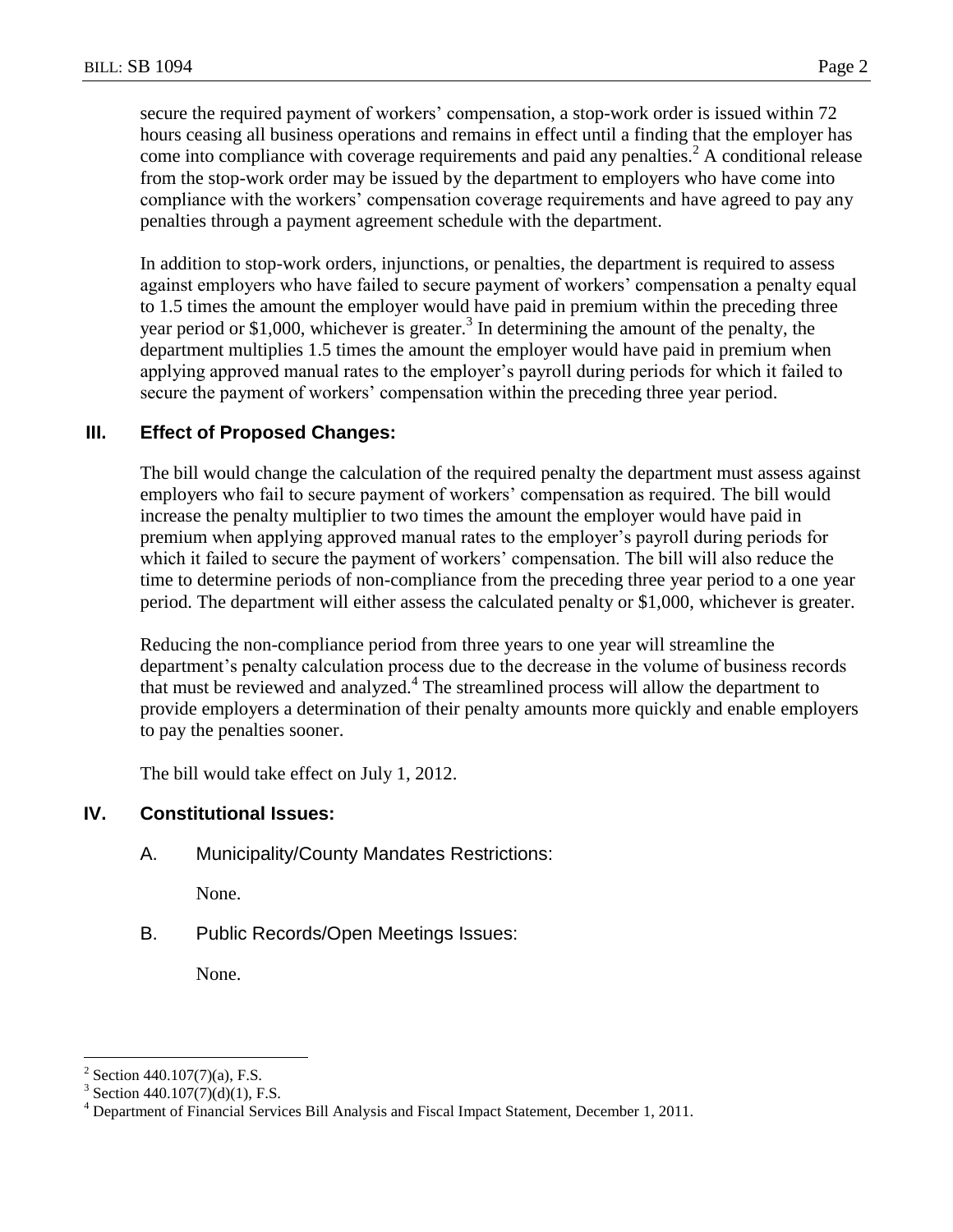secure the required payment of workers' compensation, a stop-work order is issued within 72 hours ceasing all business operations and remains in effect until a finding that the employer has come into compliance with coverage requirements and paid any penalties.[2] A conditional release from the stop-work order may be issued by the department to employers who have come into compliance with the workers' compensation coverage requirements and have agreed to pay any penalties through a payment agreement schedule with the department.

In addition to stop-work orders, injunctions, or penalties, the department is required to assess against employers who have failed to secure payment of workers' compensation a penalty equal to 1.5 times the amount the employer would have paid in premium within the preceding three year period or $1,000, whichever is greater.[3] In determining the amount of the penalty, the department multiplies 1.5 times the amount the employer would have paid in premium when applying approved manual rates to the employer's payroll during periods for which it failed to secure the payment of workers' compensation within the preceding three year period.

## III. Effect of Proposed Changes:

The bill would change the calculation of the required penalty the department must assess against employers who fail to secure payment of workers' compensation as required. The bill would increase the penalty multiplier to two times the amount the employer would have paid in premium when applying approved manual rates to the employer's payroll during periods for which it failed to secure the payment of workers' compensation. The bill will also reduce the time to determine periods of non-compliance from the preceding three year period to a one year period. The department will either assess the calculated penalty or $1,000, whichever is greater.

Reducing the non-compliance period from three years to one year will streamline the department's penalty calculation process due to the decrease in the volume of business records that must be reviewed and analyzed.[4] The streamlined process will allow the department to provide employers a determination of their penalty amounts more quickly and enable employers to pay the penalties sooner.

The bill would take effect on July 1, 2012.

## IV. Constitutional Issues:

A. Municipality/County Mandates Restrictions:

None.

B. Public Records/Open Meetings Issues:

None.

---

[2] Section 440.107(7)(a), F.S.

[3] Section 440.107(7)(d)(1), F.S.

[4] Department of Financial Services Bill Analysis and Fiscal Impact Statement, December 1, 2011.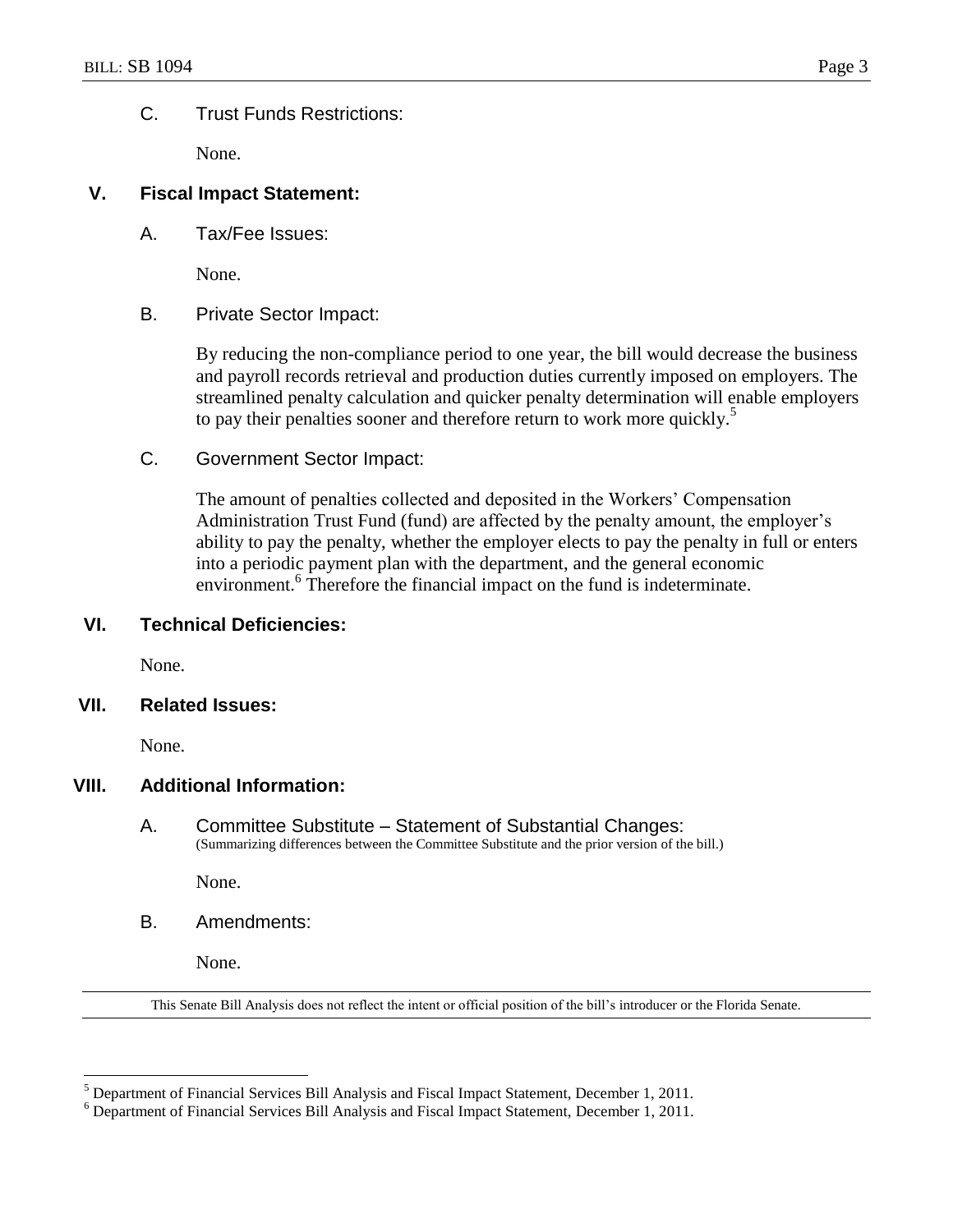C. Trust Funds Restrictions:

None.

## V. Fiscal Impact Statement:

A. Tax/Fee Issues:

None.

B. Private Sector Impact:

By reducing the non-compliance period to one year, the bill would decrease the business and payroll records retrieval and production duties currently imposed on employers. The streamlined penalty calculation and quicker penalty determination will enable employers to pay their penalties sooner and therefore return to work more quickly.[5]

C. Government Sector Impact:

The amount of penalties collected and deposited in the Workers' Compensation Administration Trust Fund (fund) are affected by the penalty amount, the employer's ability to pay the penalty, whether the employer elects to pay the penalty in full or enters into a periodic payment plan with the department, and the general economic environment.[6] Therefore the financial impact on the fund is indeterminate.

## VI. Technical Deficiencies:

None.

## VII. Related Issues:

None.

## VIII. Additional Information:

A. Committee Substitute – Statement of Substantial Changes:
(Summarizing differences between the Committee Substitute and the prior version of the bill.)

None.

B. Amendments:

None.

This Senate Bill Analysis does not reflect the intent or official position of the bill's introducer or the Florida Senate.

---

[5] Department of Financial Services Bill Analysis and Fiscal Impact Statement, December 1, 2011.

[6] Department of Financial Services Bill Analysis and Fiscal Impact Statement, December 1, 2011.